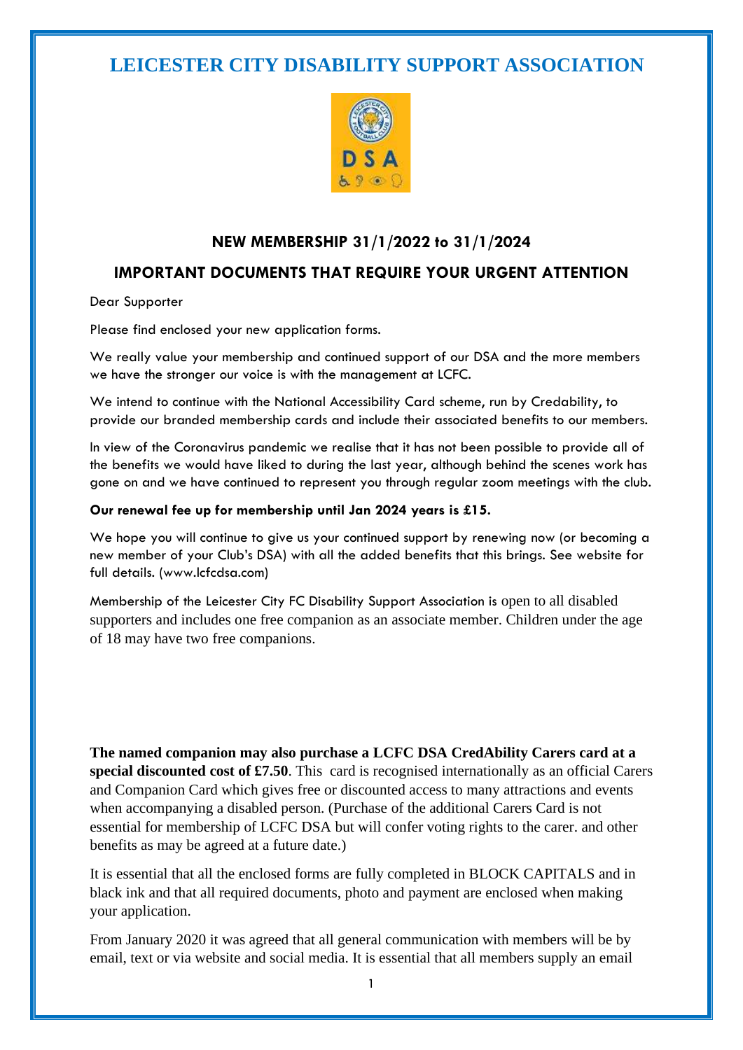# LEICESTER CITY DISABILITY SUPPORT ASSOCIATION

### NEW MEMBERSHIP 31/1/2022 to 31/1/2024

### IMPORTANT DOCUMENTS THAT REQUIRE YOUR URGENT ATTENTION

Dear Supporter

Please find enclosed your new application forms.

We really value your membership and continued support of our DSA and the more members we have the stronger our voice is with the management at LCFC.

We intend to continue with the National Accessibility Card scheme, run by Credability, to provide our branded membership cards and include their associated benefits to our members.

In view of the Coronavirus pandemic we realise that it has not been possible to provide all of the benefits we would have liked to during the last year, although behind the scenes work has gone on and we have continued to represent you through regular zoom meetings with the club.

**Our renewal fee up for membership until Jan 2024 years is £15.**

We hope you will continue to give us your continued support by renewing now (or becoming a new member of your Club's DSA) with all the added benefits that this brings. See website for full details. (www.lcfcdsa.com)

Membership of the Leicester City FC Disability Support Association is open to all disabled supporters and includes one free companion as an associate member. Children under the age of 18 may have two free companions.

**The named companion may also purchase a LCFC DSA CredAbility Carers card at a special discounted cost of £7.50**. This card is recognised internationally as an official Carers and Companion Card which gives free or discounted access to many attractions and events when accompanying a disabled person. (Purchase of the additional Carers Card is not essential for membership of LCFC DSA but will confer voting rights to the carer. and other benefits as may be agreed at a future date.)

It is essential that all the enclosed forms are fully completed in BLOCK CAPITALS and in black ink and that all required documents, photo and payment are enclosed when making your application.

From January 2020 it was agreed that all general communication with members will be by email, text or via website and social media. It is essential that all members supply an email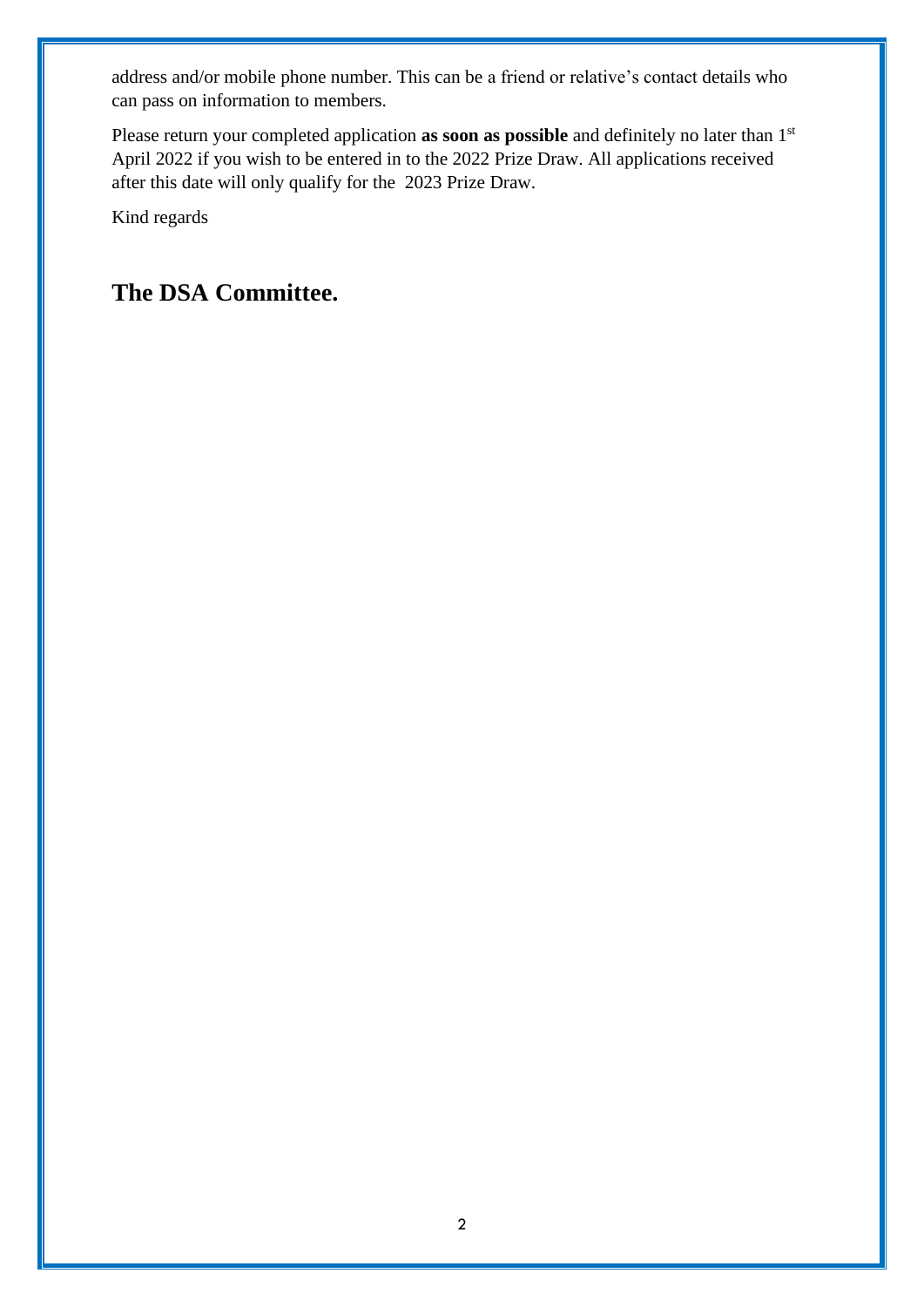address and/or mobile phone number. This can be a friend or relative's contact details who can pass on information to members.

Please return your completed application **as soon as possible** and definitely no later than 1st April 2022 if you wish to be entered in to the 2022 Prize Draw. All applications received after this date will only qualify for the 2023 Prize Draw.

Kind regards

## The DSA Committee.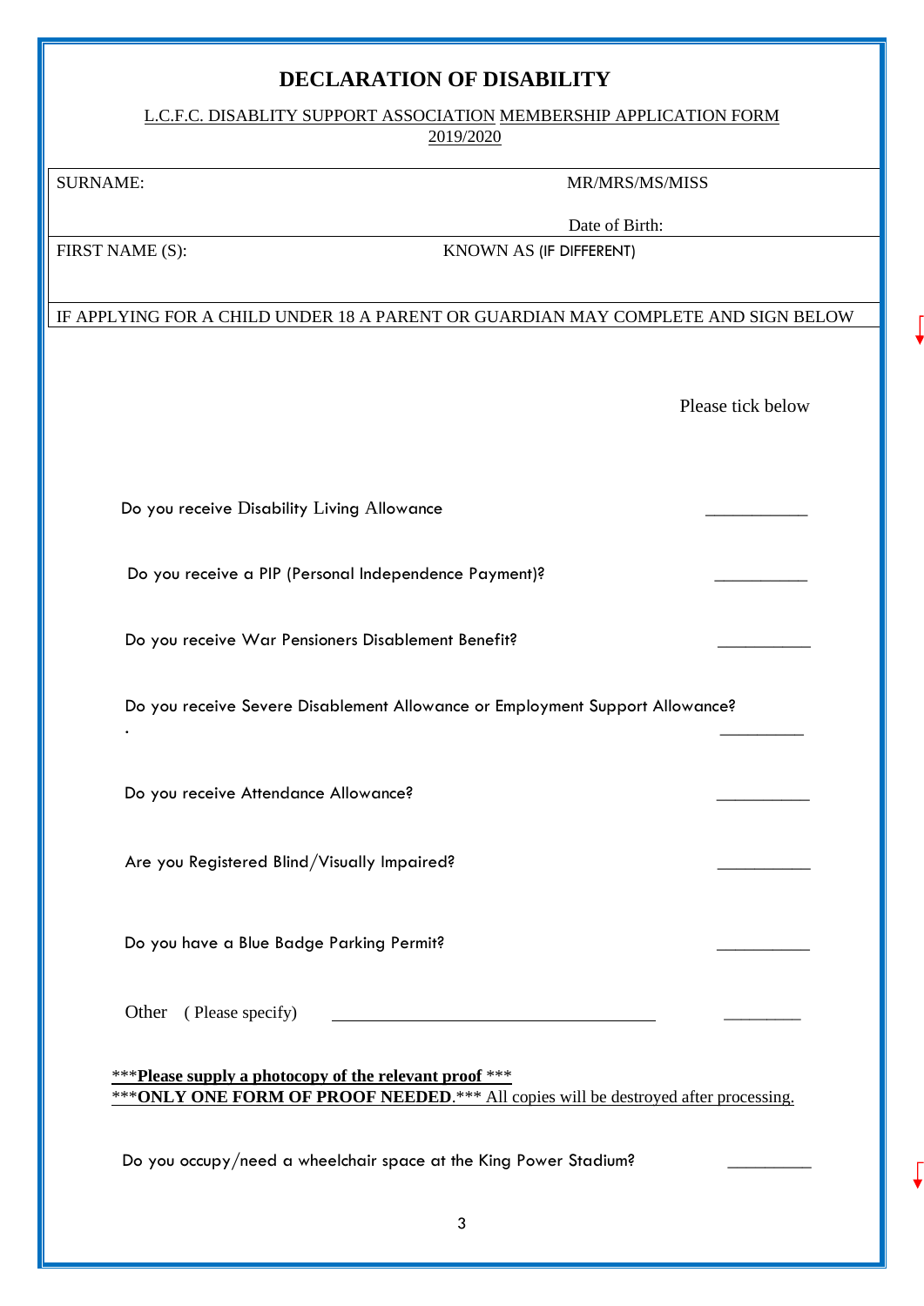# DECLARATION OF DISABILITY

L.C.F.C. DISABLITY SUPPORT ASSOCIATION MEMBERSHIP APPLICATION FORM 2019/2020

| SURNAME: | MR/MRS/MS/MISS<br>Date of Birth: |
|---|---|
| FIRST NAME (S): | KNOWN AS (IF DIFFERENT) |
| IF APPLYING FOR A CHILD UNDER 18 A PARENT OR GUARDIAN MAY COMPLETE AND SIGN BELOW | |

Please tick below

Do you receive Disability Living Allowance ___________

Do you receive a PIP (Personal Independence Payment)? __________

Do you receive War Pensioners Disablement Benefit? __________

Do you receive Severe Disablement Allowance or Employment Support Allowance?
. _________

Do you receive Attendance Allowance? __________

Are you Registered Blind/Visually Impaired? __________

Do you have a Blue Badge Parking Permit? __________

Other ( Please specify) ___________________________________ ________

***__**Please supply a photocopy of the relevant proof**__ ***
***__**ONLY ONE FORM OF PROOF NEEDED**__.*** __All copies will be destroyed after processing.__

Do you occupy/need a wheelchair space at the King Power Stadium? _________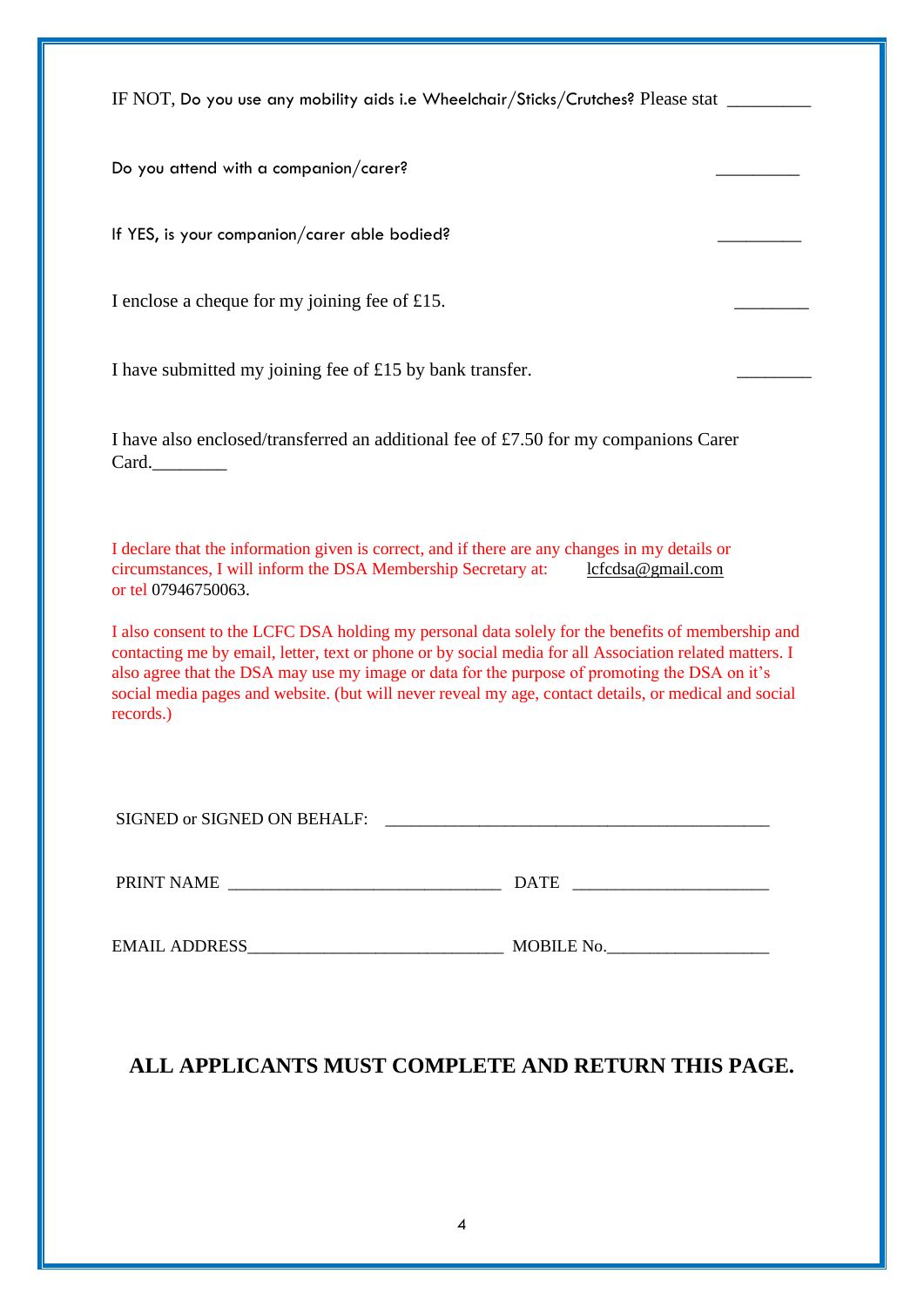IF NOT, Do you use any mobility aids i.e Wheelchair/Sticks/Crutches? Please stat _________

Do you attend with a companion/carer? _________

If YES, is your companion/carer able bodied? _________

I enclose a cheque for my joining fee of £15. ________

I have submitted my joining fee of £15 by bank transfer. ________

I have also enclosed/transferred an additional fee of £7.50 for my companions Carer Card.________

I declare that the information given is correct, and if there are any changes in my details or circumstances, I will inform the DSA Membership Secretary at: lcfcdsa@gmail.com or tel 07946750063.

I also consent to the LCFC DSA holding my personal data solely for the benefits of membership and contacting me by email, letter, text or phone or by social media for all Association related matters. I also agree that the DSA may use my image or data for the purpose of promoting the DSA on it's social media pages and website. (but will never reveal my age, contact details, or medical and social records.)

SIGNED or SIGNED ON BEHALF: _____________________________________________

PRINT NAME ________________________________ DATE ______________________

EMAIL ADDRESS______________________________ MOBILE No.___________________

**ALL APPLICANTS MUST COMPLETE AND RETURN THIS PAGE.**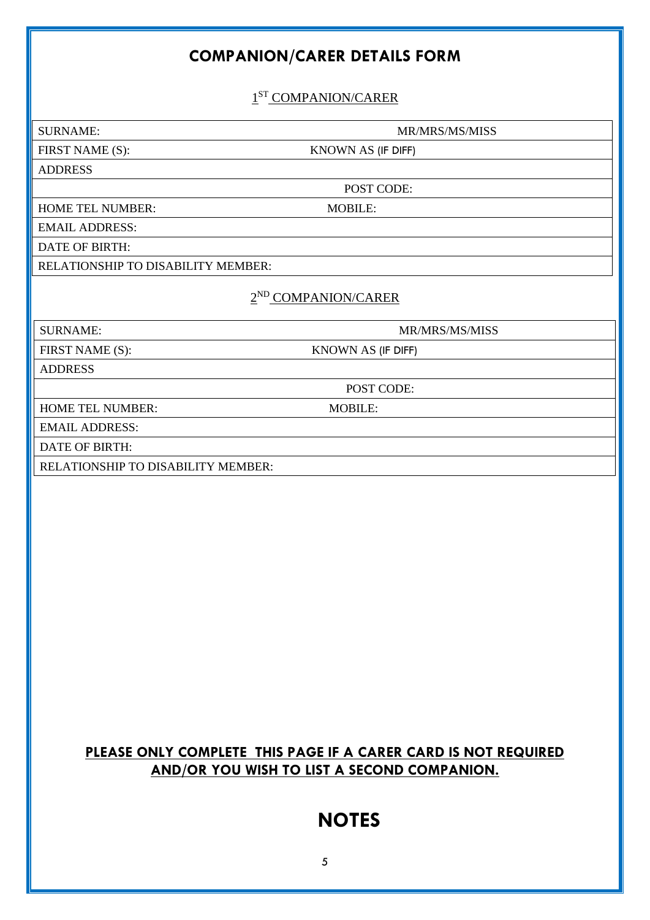# COMPANION/CARER DETAILS FORM

## 1ST COMPANION/CARER

| SURNAME: | MR/MRS/MS/MISS |
|---|---|
| FIRST NAME (S): | KNOWN AS (IF DIFF) |
| ADDRESS | |
| | POST CODE: |
| HOME TEL NUMBER: | MOBILE: |
| EMAIL ADDRESS: | |
| DATE OF BIRTH: | |
| RELATIONSHIP TO DISABILITY MEMBER: | |

## 2ND COMPANION/CARER

| SURNAME: | MR/MRS/MS/MISS |
|---|---|
| FIRST NAME (S): | KNOWN AS (IF DIFF) |
| ADDRESS | |
| | POST CODE: |
| HOME TEL NUMBER: | MOBILE: |
| EMAIL ADDRESS: | |
| DATE OF BIRTH: | |
| RELATIONSHIP TO DISABILITY MEMBER: | |

**PLEASE ONLY COMPLETE THIS PAGE IF A CARER CARD IS NOT REQUIRED AND/OR YOU WISH TO LIST A SECOND COMPANION.**

# NOTES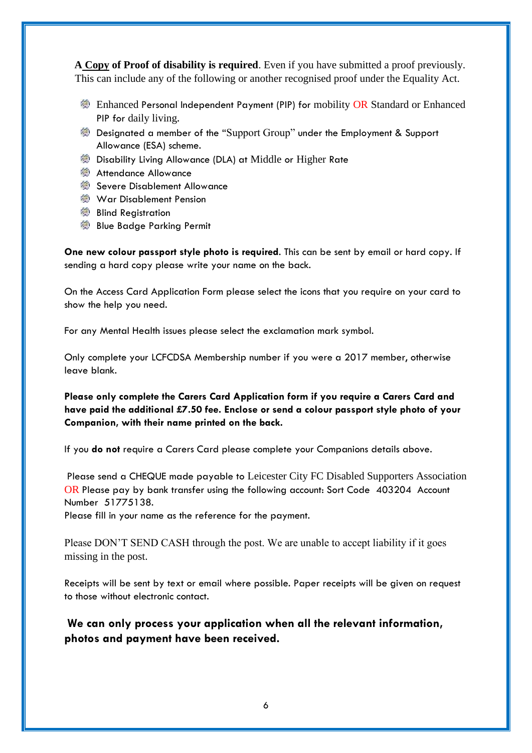**A <u>Copy</u> of Proof of disability is required**. Even if you have submitted a proof previously. This can include any of the following or another recognised proof under the Equality Act.

- Enhanced Personal Independent Payment (PIP) for mobility OR Standard or Enhanced PIP for daily living.
- Designated a member of the "Support Group" under the Employment & Support Allowance (ESA) scheme.
- Disability Living Allowance (DLA) at Middle or Higher Rate
- Attendance Allowance
- Severe Disablement Allowance
- War Disablement Pension
- Blind Registration
- Blue Badge Parking Permit

**One new colour passport style photo is required**. This can be sent by email or hard copy. If sending a hard copy please write your name on the back.

On the Access Card Application Form please select the icons that you require on your card to show the help you need.

For any Mental Health issues please select the exclamation mark symbol.

Only complete your LCFCDSA Membership number if you were a 2017 member, otherwise leave blank.

**Please only complete the Carers Card Application form if you require a Carers Card and have paid the additional £7.50 fee. Enclose or send a colour passport style photo of your Companion, with their name printed on the back.**

If you **do not** require a Carers Card please complete your Companions details above.

Please send a CHEQUE made payable to Leicester City FC Disabled Supporters Association OR Please pay by bank transfer using the following account: Sort Code 403204 Account Number 51775138.
Please fill in your name as the reference for the payment.

Please DON'T SEND CASH through the post. We are unable to accept liability if it goes missing in the post.

Receipts will be sent by text or email where possible. Paper receipts will be given on request to those without electronic contact.

**We can only process your application when all the relevant information, photos and payment have been received.**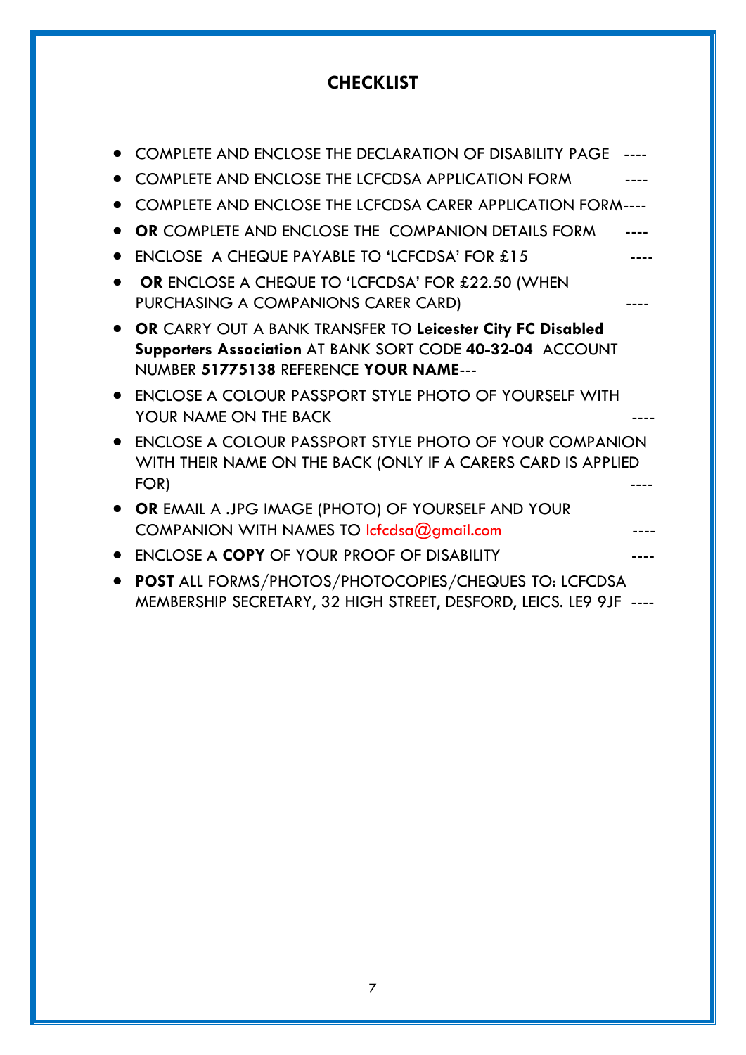## CHECKLIST

- COMPLETE AND ENCLOSE THE DECLARATION OF DISABILITY PAGE ----
- COMPLETE AND ENCLOSE THE LCFCDSA APPLICATION FORM ----
- COMPLETE AND ENCLOSE THE LCFCDSA CARER APPLICATION FORM----
- **OR** COMPLETE AND ENCLOSE THE COMPANION DETAILS FORM ----
- ENCLOSE A CHEQUE PAYABLE TO 'LCFCDSA' FOR £15 ----
- **OR** ENCLOSE A CHEQUE TO 'LCFCDSA' FOR £22.50 (WHEN PURCHASING A COMPANIONS CARER CARD) ----
- **OR** CARRY OUT A BANK TRANSFER TO **Leicester City FC Disabled Supporters Association** AT BANK SORT CODE **40-32-04** ACCOUNT NUMBER **51775138** REFERENCE **YOUR NAME**---
- ENCLOSE A COLOUR PASSPORT STYLE PHOTO OF YOURSELF WITH YOUR NAME ON THE BACK ----
- ENCLOSE A COLOUR PASSPORT STYLE PHOTO OF YOUR COMPANION WITH THEIR NAME ON THE BACK (ONLY IF A CARERS CARD IS APPLIED FOR) ----
- **OR** EMAIL A .JPG IMAGE (PHOTO) OF YOURSELF AND YOUR COMPANION WITH NAMES TO lcfcdsa@gmail.com ----
- ENCLOSE A **COPY** OF YOUR PROOF OF DISABILITY ----
- **POST** ALL FORMS/PHOTOS/PHOTOCOPIES/CHEQUES TO: LCFCDSA MEMBERSHIP SECRETARY, 32 HIGH STREET, DESFORD, LEICS. LE9 9JF ----